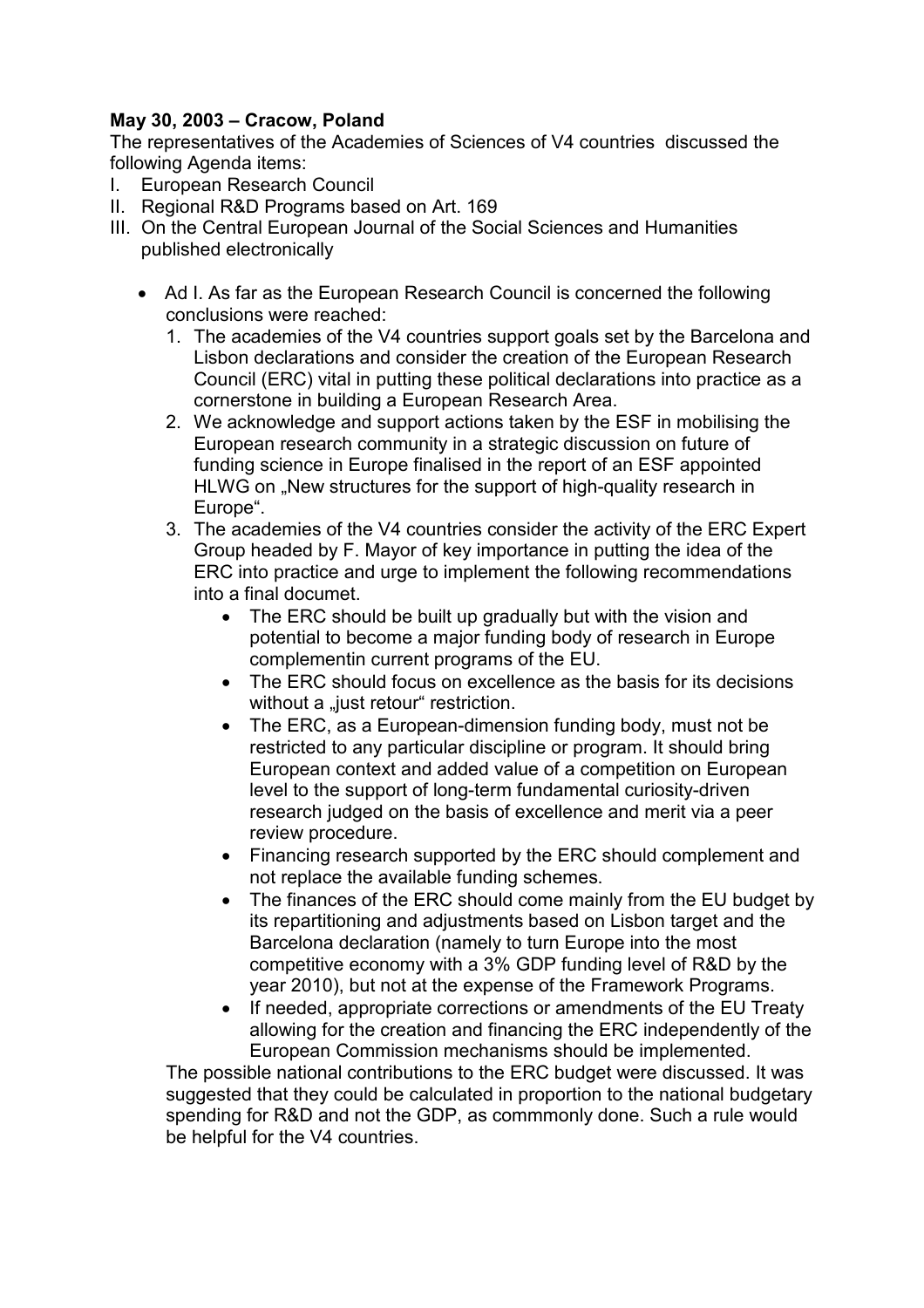**May 30, 2003 – Cracow, Poland**

The representatives of the Academies of Sciences of V4 countries discussed the following Agenda items:

I. European Research Council
II. Regional R&D Programs based on Art. 169
III. On the Central European Journal of the Social Sciences and Humanities published electronically

- Ad I. As far as the European Research Council is concerned the following conclusions were reached:
  1. The academies of the V4 countries support goals set by the Barcelona and Lisbon declarations and consider the creation of the European Research Council (ERC) vital in putting these political declarations into practice as a cornerstone in building a European Research Area.
  2. We acknowledge and support actions taken by the ESF in mobilising the European research community in a strategic discussion on future of funding science in Europe finalised in the report of an ESF appointed HLWG on „New structures for the support of high-quality research in Europe".
  3. The academies of the V4 countries consider the activity of the ERC Expert Group headed by F. Mayor of key importance in putting the idea of the ERC into practice and urge to implement the following recommendations into a final documet.
     - The ERC should be built up gradually but with the vision and potential to become a major funding body of research in Europe complementin current programs of the EU.
     - The ERC should focus on excellence as the basis for its decisions without a „just retour" restriction.
     - The ERC, as a European-dimension funding body, must not be restricted to any particular discipline or program. It should bring European context and added value of a competition on European level to the support of long-term fundamental curiosity-driven research judged on the basis of excellence and merit via a peer review procedure.
     - Financing research supported by the ERC should complement and not replace the available funding schemes.
     - The finances of the ERC should come mainly from the EU budget by its repartitioning and adjustments based on Lisbon target and the Barcelona declaration (namely to turn Europe into the most competitive economy with a 3% GDP funding level of R&D by the year 2010), but not at the expense of the Framework Programs.
     - If needed, appropriate corrections or amendments of the EU Treaty allowing for the creation and financing the ERC independently of the European Commission mechanisms should be implemented.

  The possible national contributions to the ERC budget were discussed. It was suggested that they could be calculated in proportion to the national budgetary spending for R&D and not the GDP, as commmonly done. Such a rule would be helpful for the V4 countries.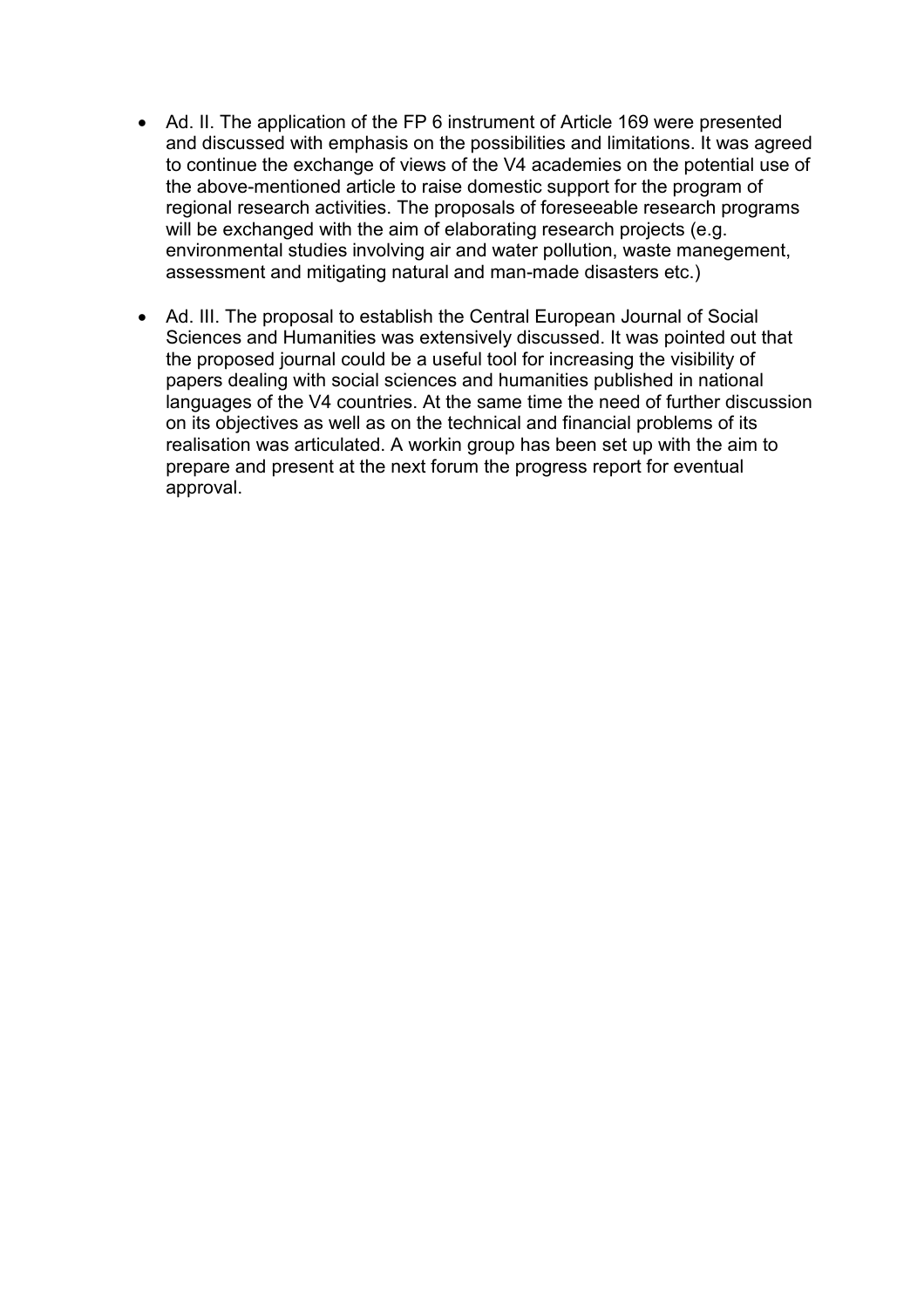- Ad. II. The application of the FP 6 instrument of Article 169 were presented and discussed with emphasis on the possibilities and limitations. It was agreed to continue the exchange of views of the V4 academies on the potential use of the above-mentioned article to raise domestic support for the program of regional research activities. The proposals of foreseeable research programs will be exchanged with the aim of elaborating research projects (e.g. environmental studies involving air and water pollution, waste manegement, assessment and mitigating natural and man-made disasters etc.)

- Ad. III. The proposal to establish the Central European Journal of Social Sciences and Humanities was extensively discussed. It was pointed out that the proposed journal could be a useful tool for increasing the visibility of papers dealing with social sciences and humanities published in national languages of the V4 countries. At the same time the need of further discussion on its objectives as well as on the technical and financial problems of its realisation was articulated. A workin group has been set up with the aim to prepare and present at the next forum the progress report for eventual approval.